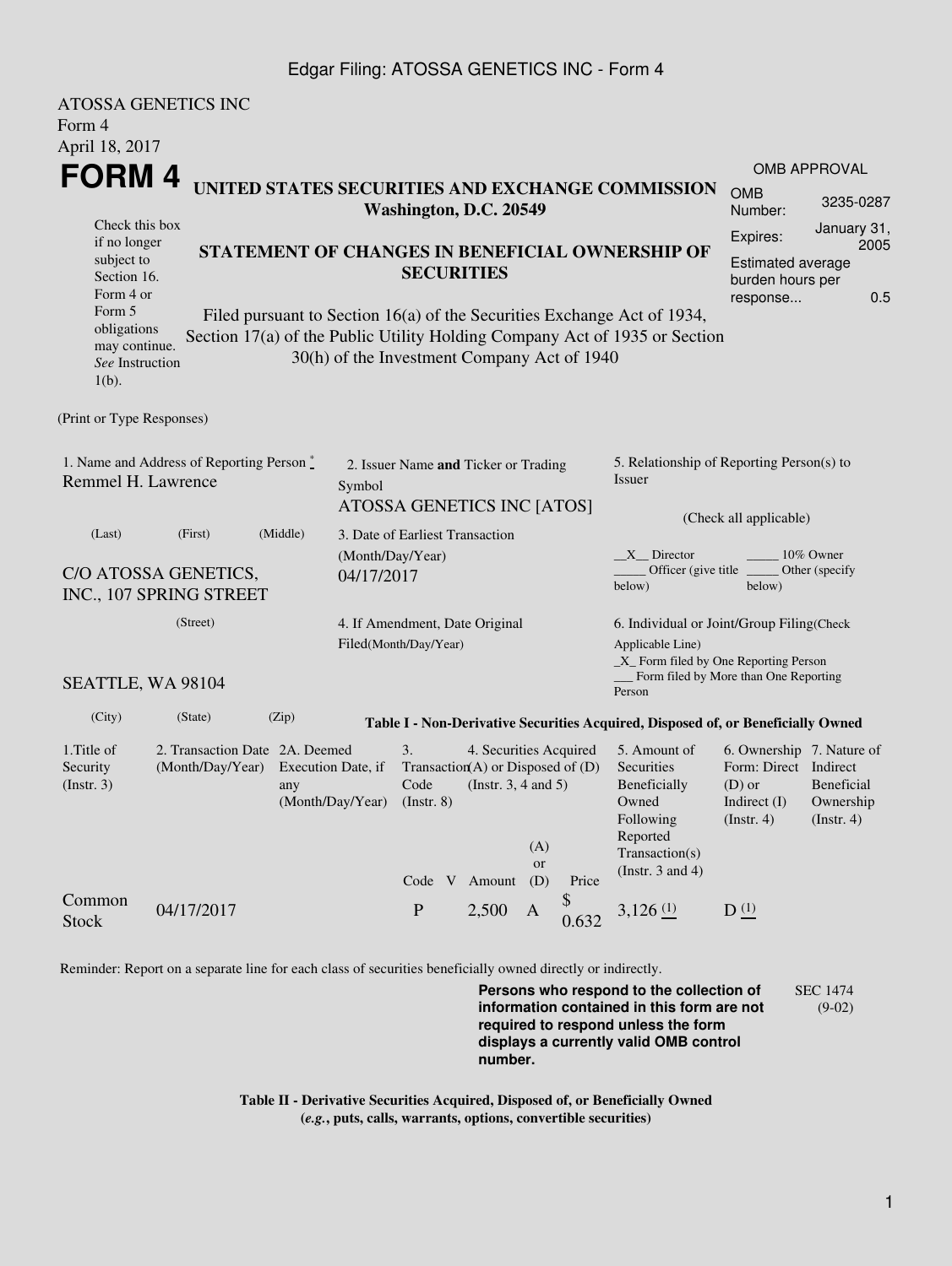ATOSSA GENETICS INC
Form 4
April 18, 2017

# FORM 4

**UNITED STATES SECURITIES AND EXCHANGE COMMISSION**
**Washington, D.C. 20549**

OMB APPROVAL

| | |
|---|---|
| OMB Number: | 3235-0287 |
| Expires: | January 31, 2005 |
| Estimated average burden hours per response... | 0.5 |

Check this box if no longer subject to Section 16. Form 4 or Form 5 obligations may continue. *See* Instruction 1(b).

**STATEMENT OF CHANGES IN BENEFICIAL OWNERSHIP OF SECURITIES**

Filed pursuant to Section 16(a) of the Securities Exchange Act of 1934, Section 17(a) of the Public Utility Holding Company Act of 1935 or Section 30(h) of the Investment Company Act of 1940

(Print or Type Responses)

1. Name and Address of Reporting Person *
Remmel H. Lawrence

(Last) (First) (Middle)

C/O ATOSSA GENETICS, INC., 107 SPRING STREET

(Street)

SEATTLE, WA 98104

(City) (State) (Zip)

2. Issuer Name **and** Ticker or Trading Symbol
ATOSSA GENETICS INC [ATOS]

3. Date of Earliest Transaction (Month/Day/Year)
04/17/2017

4. If Amendment, Date Original Filed(Month/Day/Year)

5. Relationship of Reporting Person(s) to Issuer

(Check all applicable)

__X__ Director _____ 10% Owner
_____ Officer (give title below) _____ Other (specify below)

6. Individual or Joint/Group Filing(Check Applicable Line)
_X_ Form filed by One Reporting Person
___ Form filed by More than One Reporting Person

**Table I - Non-Derivative Securities Acquired, Disposed of, or Beneficially Owned**

| 1.Title of Security (Instr. 3) | 2. Transaction Date (Month/Day/Year) | 2A. Deemed Execution Date, if any (Month/Day/Year) | 3. Transaction Code (Instr. 8) | | 4. Securities Acquired (A) or Disposed of (D) (Instr. 3, 4 and 5) | | | 5. Amount of Securities Beneficially Owned Following Reported Transaction(s) (Instr. 3 and 4) | 6. Ownership Form: Direct (D) or Indirect (I) (Instr. 4) | 7. Nature of Indirect Beneficial Ownership (Instr. 4) |
|---|---|---|---|---|---|---|---|---|---|---|
| | | | Code | V | Amount | (A) or (D) | Price | | | |
| Common Stock | 04/17/2017 | | P | | 2,500 | A | $ 0.632 | 3,126 (1) | D (1) | |

Reminder: Report on a separate line for each class of securities beneficially owned directly or indirectly.

**Persons who respond to the collection of information contained in this form are not required to respond unless the form displays a currently valid OMB control number.**

SEC 1474 (9-02)

**Table II - Derivative Securities Acquired, Disposed of, or Beneficially Owned**
**(*e.g.*, puts, calls, warrants, options, convertible securities)**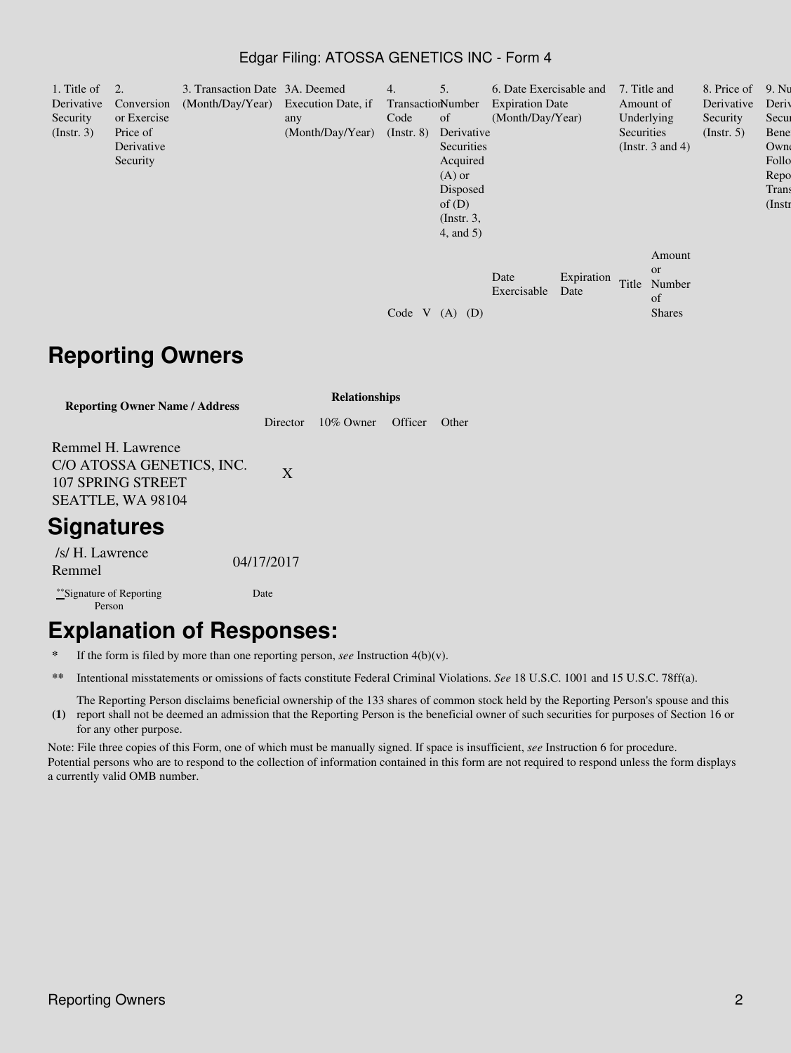| 1. Title of Derivative Security (Instr. 3) | 2. Conversion or Exercise Price of Derivative Security | 3. Transaction Date (Month/Day/Year) | 3A. Deemed Execution Date, if any (Month/Day/Year) | 4. Transaction Code (Instr. 8) | | 5. Number of Derivative Securities Acquired (A) or Disposed of (D) (Instr. 3, 4, and 5) | | 6. Date Exercisable and Expiration Date (Month/Day/Year) | | 7. Title and Amount of Underlying Securities (Instr. 3 and 4) | | 8. Price of Derivative Security (Instr. 5) | 9. Nu Deriv Secur Bene Owne Follo Repo Trans (Instr |
|---|---|---|---|---|---|---|---|---|---|---|---|---|---|
| | | | | Code | V | (A) | (D) | Date Exercisable | Expiration Date | Title | Amount or Number of Shares | | |

# Reporting Owners

| Reporting Owner Name / Address | Relationships | | | |
|---|---|---|---|---|
| | Director | 10% Owner | Officer | Other |
| Remmel H. Lawrence<br>C/O ATOSSA GENETICS, INC.<br>107 SPRING STREET<br>SEATTLE, WA 98104 | X | | | |

# Signatures

| /s/ H. Lawrence Remmel | 04/17/2017 |
|---|---|
| **Signature of Reporting Person | Date |

# Explanation of Responses:

* If the form is filed by more than one reporting person, *see* Instruction 4(b)(v).

** Intentional misstatements or omissions of facts constitute Federal Criminal Violations. *See* 18 U.S.C. 1001 and 15 U.S.C. 78ff(a).

**(1)** The Reporting Person disclaims beneficial ownership of the 133 shares of common stock held by the Reporting Person's spouse and this report shall not be deemed an admission that the Reporting Person is the beneficial owner of such securities for purposes of Section 16 or for any other purpose.

Note: File three copies of this Form, one of which must be manually signed. If space is insufficient, *see* Instruction 6 for procedure.
Potential persons who are to respond to the collection of information contained in this form are not required to respond unless the form displays a currently valid OMB number.